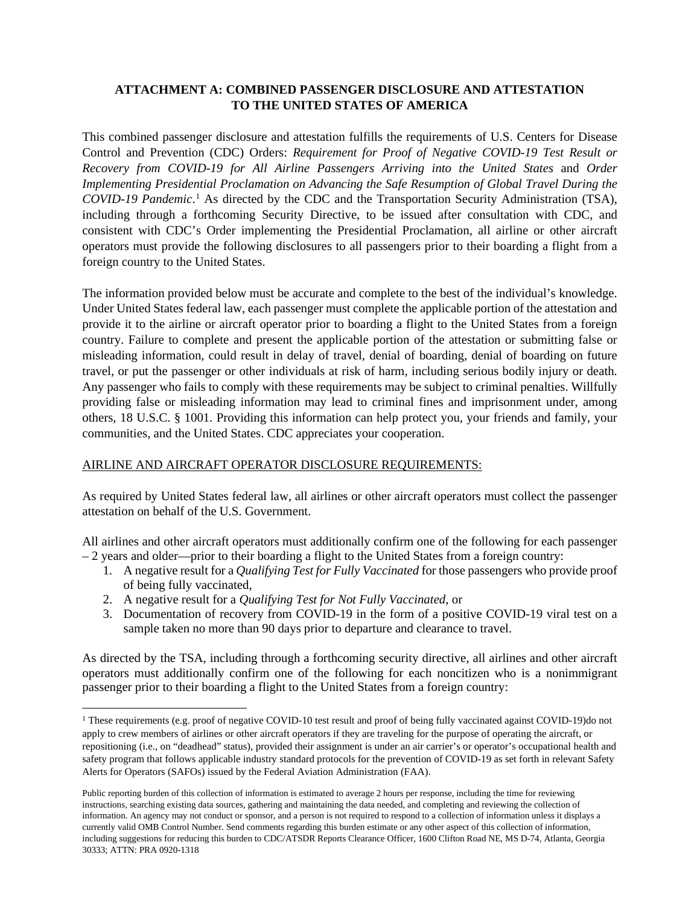# ATTACHMENT A: COMBINED PASSENGER DISCLOSURE AND ATTESTATION TO THE UNITED STATES OF AMERICA

This combined passenger disclosure and attestation fulfills the requirements of U.S. Centers for Disease Control and Prevention (CDC) Orders: *Requirement for Proof of Negative COVID-19 Test Result or Recovery from COVID-19 for All Airline Passengers Arriving into the United States* and *Order Implementing Presidential Proclamation on Advancing the Safe Resumption of Global Travel During the COVID-19 Pandemic*.[1] As directed by the CDC and the Transportation Security Administration (TSA), including through a forthcoming Security Directive, to be issued after consultation with CDC, and consistent with CDC's Order implementing the Presidential Proclamation, all airline or other aircraft operators must provide the following disclosures to all passengers prior to their boarding a flight from a foreign country to the United States.

The information provided below must be accurate and complete to the best of the individual's knowledge. Under United States federal law, each passenger must complete the applicable portion of the attestation and provide it to the airline or aircraft operator prior to boarding a flight to the United States from a foreign country. Failure to complete and present the applicable portion of the attestation or submitting false or misleading information, could result in delay of travel, denial of boarding, denial of boarding on future travel, or put the passenger or other individuals at risk of harm, including serious bodily injury or death. Any passenger who fails to comply with these requirements may be subject to criminal penalties. Willfully providing false or misleading information may lead to criminal fines and imprisonment under, among others, 18 U.S.C. § 1001. Providing this information can help protect you, your friends and family, your communities, and the United States. CDC appreciates your cooperation.

AIRLINE AND AIRCRAFT OPERATOR DISCLOSURE REQUIREMENTS:

As required by United States federal law, all airlines or other aircraft operators must collect the passenger attestation on behalf of the U.S. Government.

All airlines and other aircraft operators must additionally confirm one of the following for each passenger – 2 years and older—prior to their boarding a flight to the United States from a foreign country:

1. A negative result for a *Qualifying Test for Fully Vaccinated* for those passengers who provide proof of being fully vaccinated,
2. A negative result for a *Qualifying Test for Not Fully Vaccinated*, or
3. Documentation of recovery from COVID-19 in the form of a positive COVID-19 viral test on a sample taken no more than 90 days prior to departure and clearance to travel.

As directed by the TSA, including through a forthcoming security directive, all airlines and other aircraft operators must additionally confirm one of the following for each noncitizen who is a nonimmigrant passenger prior to their boarding a flight to the United States from a foreign country:

---

[1] These requirements (e.g. proof of negative COVID-10 test result and proof of being fully vaccinated against COVID-19)do not apply to crew members of airlines or other aircraft operators if they are traveling for the purpose of operating the aircraft, or repositioning (i.e., on "deadhead" status), provided their assignment is under an air carrier's or operator's occupational health and safety program that follows applicable industry standard protocols for the prevention of COVID-19 as set forth in relevant Safety Alerts for Operators (SAFOs) issued by the Federal Aviation Administration (FAA).

Public reporting burden of this collection of information is estimated to average 2 hours per response, including the time for reviewing instructions, searching existing data sources, gathering and maintaining the data needed, and completing and reviewing the collection of information. An agency may not conduct or sponsor, and a person is not required to respond to a collection of information unless it displays a currently valid OMB Control Number. Send comments regarding this burden estimate or any other aspect of this collection of information, including suggestions for reducing this burden to CDC/ATSDR Reports Clearance Officer, 1600 Clifton Road NE, MS D-74, Atlanta, Georgia 30333; ATTN: PRA 0920-1318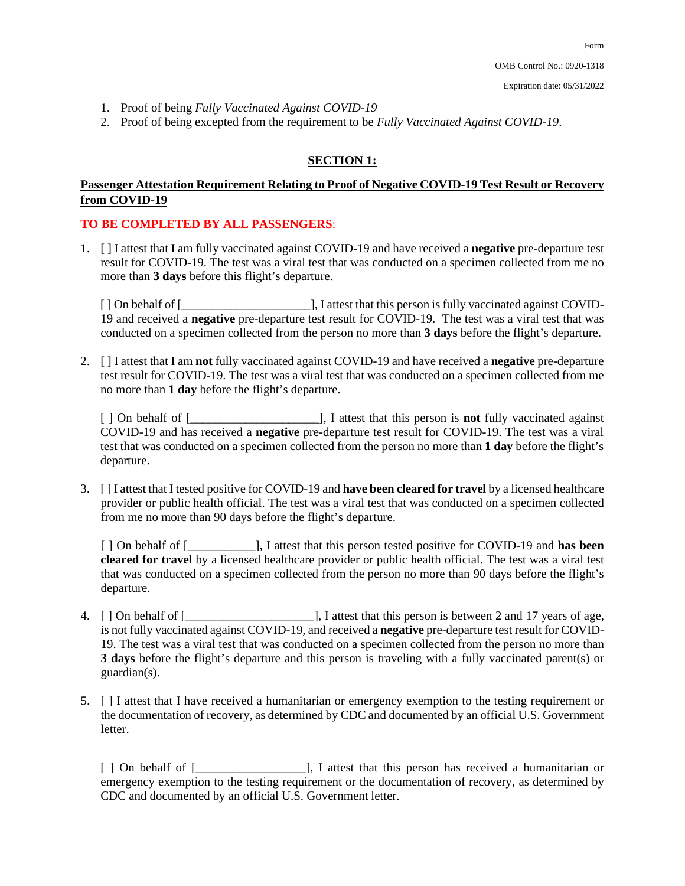1. Proof of being *Fully Vaccinated Against COVID-19*
2. Proof of being excepted from the requirement to be *Fully Vaccinated Against COVID-19*.

## SECTION 1:

**Passenger Attestation Requirement Relating to Proof of Negative COVID-19 Test Result or Recovery from COVID-19**

**TO BE COMPLETED BY ALL PASSENGERS**:

1. [ ] I attest that I am fully vaccinated against COVID-19 and have received a **negative** pre-departure test result for COVID-19. The test was a viral test that was conducted on a specimen collected from me no more than **3 days** before this flight's departure.

   [ ] On behalf of [_____________________], I attest that this person is fully vaccinated against COVID-19 and received a **negative** pre-departure test result for COVID-19. The test was a viral test that was conducted on a specimen collected from the person no more than **3 days** before the flight's departure.

2. [ ] I attest that I am **not** fully vaccinated against COVID-19 and have received a **negative** pre-departure test result for COVID-19. The test was a viral test that was conducted on a specimen collected from me no more than **1 day** before the flight's departure.

   [ ] On behalf of [_____________________], I attest that this person is **not** fully vaccinated against COVID-19 and has received a **negative** pre-departure test result for COVID-19. The test was a viral test that was conducted on a specimen collected from the person no more than **1 day** before the flight's departure.

3. [ ] I attest that I tested positive for COVID-19 and **have been cleared for travel** by a licensed healthcare provider or public health official. The test was a viral test that was conducted on a specimen collected from me no more than 90 days before the flight's departure.

   [ ] On behalf of [___________], I attest that this person tested positive for COVID-19 and **has been cleared for travel** by a licensed healthcare provider or public health official. The test was a viral test that was conducted on a specimen collected from the person no more than 90 days before the flight's departure.

4. [ ] On behalf of [_____________________], I attest that this person is between 2 and 17 years of age, is not fully vaccinated against COVID-19, and received a **negative** pre-departure test result for COVID-19. The test was a viral test that was conducted on a specimen collected from the person no more than **3 days** before the flight's departure and this person is traveling with a fully vaccinated parent(s) or guardian(s).

5. [ ] I attest that I have received a humanitarian or emergency exemption to the testing requirement or the documentation of recovery, as determined by CDC and documented by an official U.S. Government letter.

   [ ] On behalf of [__________________], I attest that this person has received a humanitarian or emergency exemption to the testing requirement or the documentation of recovery, as determined by CDC and documented by an official U.S. Government letter.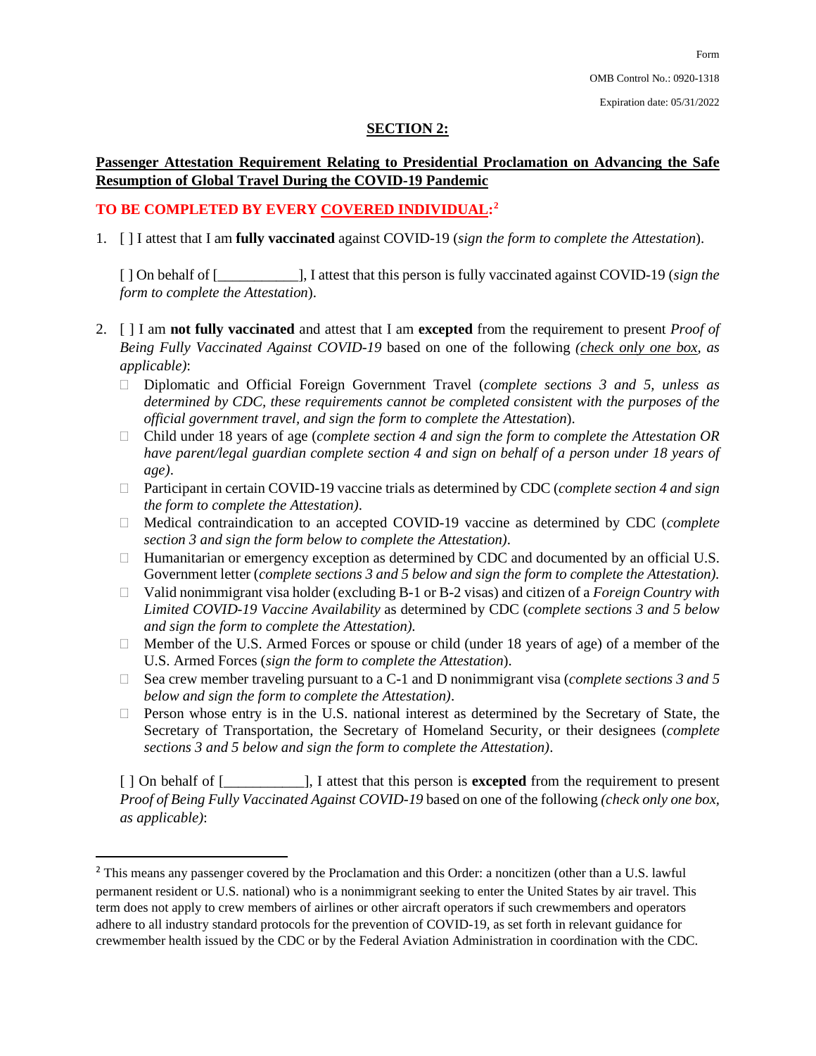Form

OMB Control No.: 0920-1318

Expiration date: 05/31/2022

## SECTION 2:

**Passenger Attestation Requirement Relating to Presidential Proclamation on Advancing the Safe Resumption of Global Travel During the COVID-19 Pandemic**

**TO BE COMPLETED BY EVERY COVERED INDIVIDUAL:**[2]

1. [ ] I attest that I am **fully vaccinated** against COVID-19 (*sign the form to complete the Attestation*).

   [ ] On behalf of [___________], I attest that this person is fully vaccinated against COVID-19 (*sign the form to complete the Attestation*).

2. [ ] I am **not fully vaccinated** and attest that I am **excepted** from the requirement to present *Proof of Being Fully Vaccinated Against COVID-19* based on one of the following *(check only one box, as applicable)*:
   - ☐ Diplomatic and Official Foreign Government Travel (*complete sections 3 and 5, unless as determined by CDC, these requirements cannot be completed consistent with the purposes of the official government travel, and sign the form to complete the Attestation*).
   - ☐ Child under 18 years of age (*complete section 4 and sign the form to complete the Attestation OR have parent/legal guardian complete section 4 and sign on behalf of a person under 18 years of age)*.
   - ☐ Participant in certain COVID-19 vaccine trials as determined by CDC (*complete section 4 and sign the form to complete the Attestation)*.
   - ☐ Medical contraindication to an accepted COVID-19 vaccine as determined by CDC (*complete section 3 and sign the form below to complete the Attestation)*.
   - ☐ Humanitarian or emergency exception as determined by CDC and documented by an official U.S. Government letter (*complete sections 3 and 5 below and sign the form to complete the Attestation).*
   - ☐ Valid nonimmigrant visa holder (excluding B-1 or B-2 visas) and citizen of a *Foreign Country with Limited COVID-19 Vaccine Availability* as determined by CDC (*complete sections 3 and 5 below and sign the form to complete the Attestation).*
   - ☐ Member of the U.S. Armed Forces or spouse or child (under 18 years of age) of a member of the U.S. Armed Forces (*sign the form to complete the Attestation*).
   - ☐ Sea crew member traveling pursuant to a C-1 and D nonimmigrant visa (*complete sections 3 and 5 below and sign the form to complete the Attestation)*.
   - ☐ Person whose entry is in the U.S. national interest as determined by the Secretary of State, the Secretary of Transportation, the Secretary of Homeland Security, or their designees (*complete sections 3 and 5 below and sign the form to complete the Attestation)*.

   [ ] On behalf of [___________], I attest that this person is **excepted** from the requirement to present *Proof of Being Fully Vaccinated Against COVID-19* based on one of the following *(check only one box, as applicable)*:

---

[2] This means any passenger covered by the Proclamation and this Order: a noncitizen (other than a U.S. lawful permanent resident or U.S. national) who is a nonimmigrant seeking to enter the United States by air travel. This term does not apply to crew members of airlines or other aircraft operators if such crewmembers and operators adhere to all industry standard protocols for the prevention of COVID-19, as set forth in relevant guidance for crewmember health issued by the CDC or by the Federal Aviation Administration in coordination with the CDC.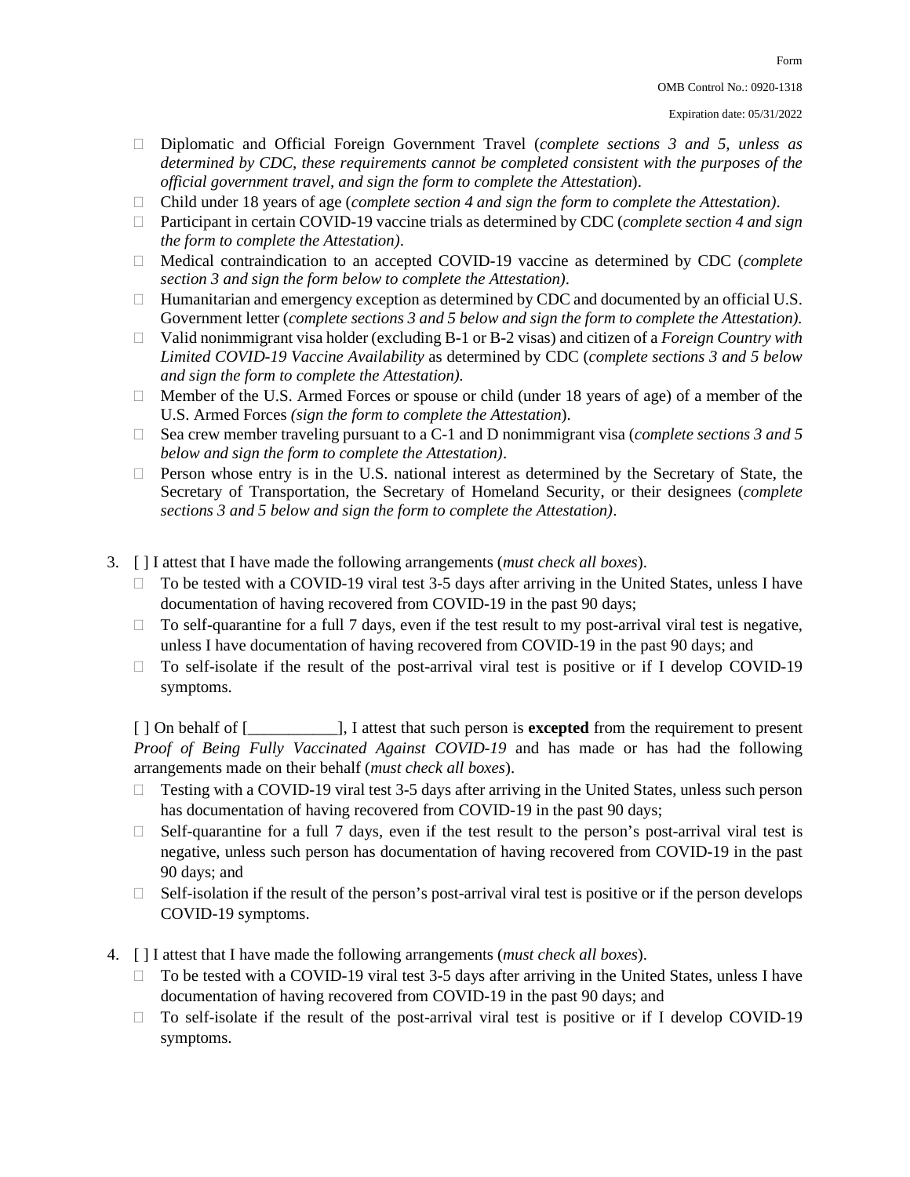- ☐ Diplomatic and Official Foreign Government Travel (*complete sections 3 and 5, unless as determined by CDC, these requirements cannot be completed consistent with the purposes of the official government travel, and sign the form to complete the Attestation*).
- ☐ Child under 18 years of age (*complete section 4 and sign the form to complete the Attestation)*.
- ☐ Participant in certain COVID-19 vaccine trials as determined by CDC (*complete section 4 and sign the form to complete the Attestation)*.
- ☐ Medical contraindication to an accepted COVID-19 vaccine as determined by CDC (*complete section 3 and sign the form below to complete the Attestation)*.
- ☐ Humanitarian and emergency exception as determined by CDC and documented by an official U.S. Government letter (*complete sections 3 and 5 below and sign the form to complete the Attestation).*
- ☐ Valid nonimmigrant visa holder (excluding B-1 or B-2 visas) and citizen of a *Foreign Country with Limited COVID-19 Vaccine Availability* as determined by CDC (*complete sections 3 and 5 below and sign the form to complete the Attestation).*
- ☐ Member of the U.S. Armed Forces or spouse or child (under 18 years of age) of a member of the U.S. Armed Forces *(sign the form to complete the Attestation*).
- ☐ Sea crew member traveling pursuant to a C-1 and D nonimmigrant visa (*complete sections 3 and 5 below and sign the form to complete the Attestation)*.
- ☐ Person whose entry is in the U.S. national interest as determined by the Secretary of State, the Secretary of Transportation, the Secretary of Homeland Security, or their designees (*complete sections 3 and 5 below and sign the form to complete the Attestation)*.

3. [ ] I attest that I have made the following arrangements (*must check all boxes*).
   - ☐ To be tested with a COVID-19 viral test 3-5 days after arriving in the United States, unless I have documentation of having recovered from COVID-19 in the past 90 days;
   - ☐ To self-quarantine for a full 7 days, even if the test result to my post-arrival viral test is negative, unless I have documentation of having recovered from COVID-19 in the past 90 days; and
   - ☐ To self-isolate if the result of the post-arrival viral test is positive or if I develop COVID-19 symptoms.

   [ ] On behalf of [___________], I attest that such person is **excepted** from the requirement to present *Proof of Being Fully Vaccinated Against COVID-19* and has made or has had the following arrangements made on their behalf (*must check all boxes*).
   - ☐ Testing with a COVID-19 viral test 3-5 days after arriving in the United States, unless such person has documentation of having recovered from COVID-19 in the past 90 days;
   - ☐ Self-quarantine for a full 7 days, even if the test result to the person's post-arrival viral test is negative, unless such person has documentation of having recovered from COVID-19 in the past 90 days; and
   - ☐ Self-isolation if the result of the person's post-arrival viral test is positive or if the person develops COVID-19 symptoms.

4. [ ] I attest that I have made the following arrangements (*must check all boxes*).
   - ☐ To be tested with a COVID-19 viral test 3-5 days after arriving in the United States, unless I have documentation of having recovered from COVID-19 in the past 90 days; and
   - ☐ To self-isolate if the result of the post-arrival viral test is positive or if I develop COVID-19 symptoms.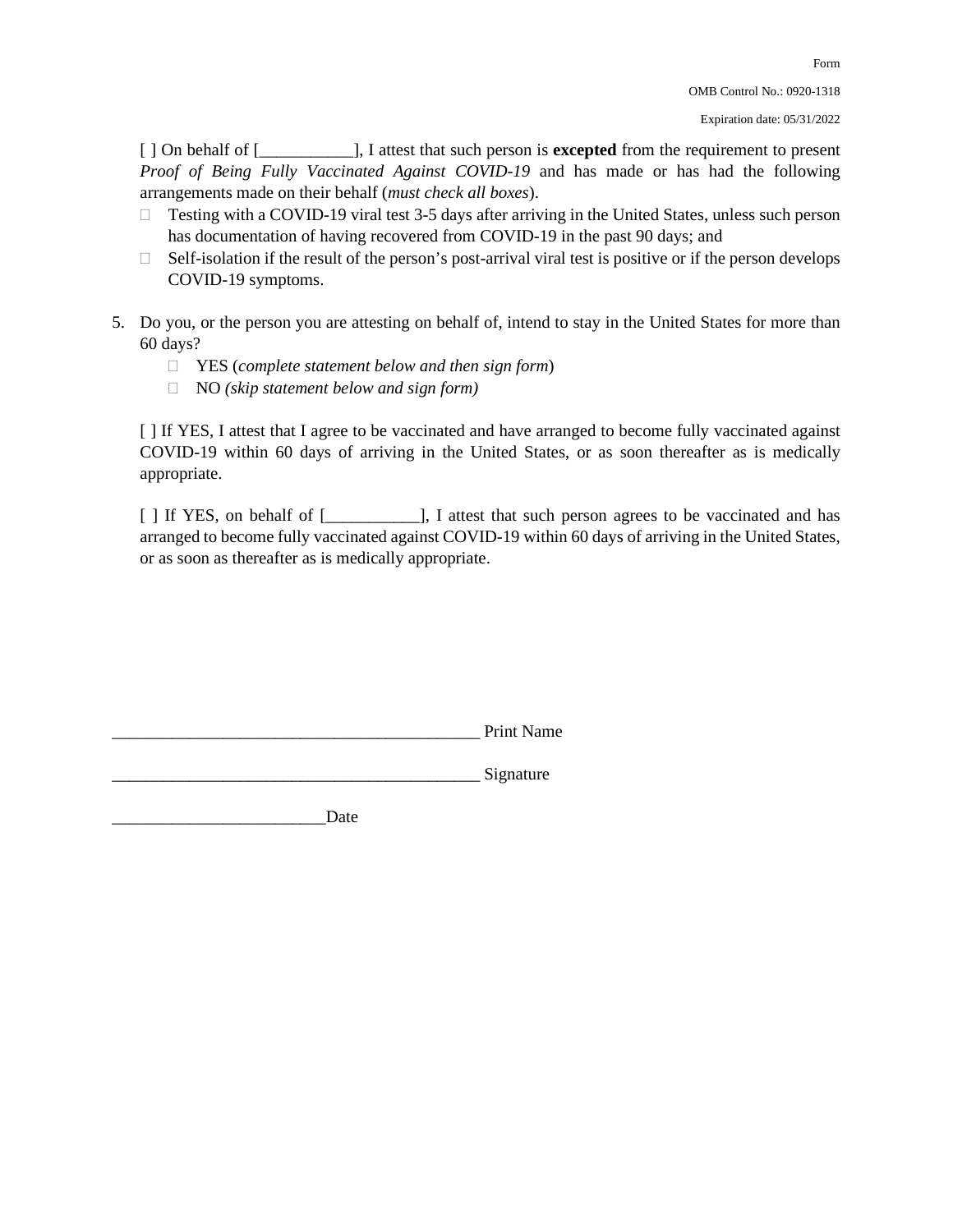Form

OMB Control No.: 0920-1318

Expiration date: 05/31/2022

[ ] On behalf of [___________], I attest that such person is **excepted** from the requirement to present *Proof of Being Fully Vaccinated Against COVID-19* and has made or has had the following arrangements made on their behalf (*must check all boxes*).

- ☐ Testing with a COVID-19 viral test 3-5 days after arriving in the United States, unless such person has documentation of having recovered from COVID-19 in the past 90 days; and
- ☐ Self-isolation if the result of the person's post-arrival viral test is positive or if the person develops COVID-19 symptoms.

5. Do you, or the person you are attesting on behalf of, intend to stay in the United States for more than 60 days?
   - ☐ YES (*complete statement below and then sign form*)
   - ☐ NO *(skip statement below and sign form)*

   [ ] If YES, I attest that I agree to be vaccinated and have arranged to become fully vaccinated against COVID-19 within 60 days of arriving in the United States, or as soon thereafter as is medically appropriate.

   [ ] If YES, on behalf of [___________], I attest that such person agrees to be vaccinated and has arranged to become fully vaccinated against COVID-19 within 60 days of arriving in the United States, or as soon as thereafter as is medically appropriate.

____________________________________________ Print Name

____________________________________________ Signature

_________________________Date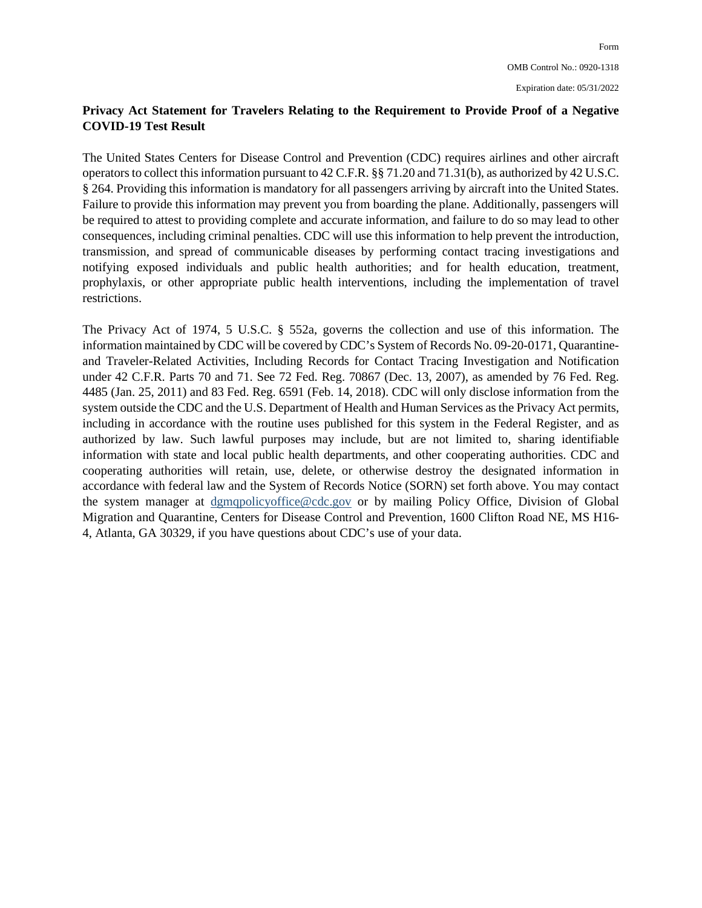Form

OMB Control No.: 0920-1318

Expiration date: 05/31/2022

**Privacy Act Statement for Travelers Relating to the Requirement to Provide Proof of a Negative COVID-19 Test Result**

The United States Centers for Disease Control and Prevention (CDC) requires airlines and other aircraft operators to collect this information pursuant to 42 C.F.R. §§ 71.20 and 71.31(b), as authorized by 42 U.S.C. § 264. Providing this information is mandatory for all passengers arriving by aircraft into the United States. Failure to provide this information may prevent you from boarding the plane. Additionally, passengers will be required to attest to providing complete and accurate information, and failure to do so may lead to other consequences, including criminal penalties. CDC will use this information to help prevent the introduction, transmission, and spread of communicable diseases by performing contact tracing investigations and notifying exposed individuals and public health authorities; and for health education, treatment, prophylaxis, or other appropriate public health interventions, including the implementation of travel restrictions.

The Privacy Act of 1974, 5 U.S.C. § 552a, governs the collection and use of this information. The information maintained by CDC will be covered by CDC's System of Records No. 09-20-0171, Quarantine- and Traveler-Related Activities, Including Records for Contact Tracing Investigation and Notification under 42 C.F.R. Parts 70 and 71. See 72 Fed. Reg. 70867 (Dec. 13, 2007), as amended by 76 Fed. Reg. 4485 (Jan. 25, 2011) and 83 Fed. Reg. 6591 (Feb. 14, 2018). CDC will only disclose information from the system outside the CDC and the U.S. Department of Health and Human Services as the Privacy Act permits, including in accordance with the routine uses published for this system in the Federal Register, and as authorized by law. Such lawful purposes may include, but are not limited to, sharing identifiable information with state and local public health departments, and other cooperating authorities. CDC and cooperating authorities will retain, use, delete, or otherwise destroy the designated information in accordance with federal law and the System of Records Notice (SORN) set forth above. You may contact the system manager at dgmqpolicyoffice@cdc.gov or by mailing Policy Office, Division of Global Migration and Quarantine, Centers for Disease Control and Prevention, 1600 Clifton Road NE, MS H16-4, Atlanta, GA 30329, if you have questions about CDC's use of your data.